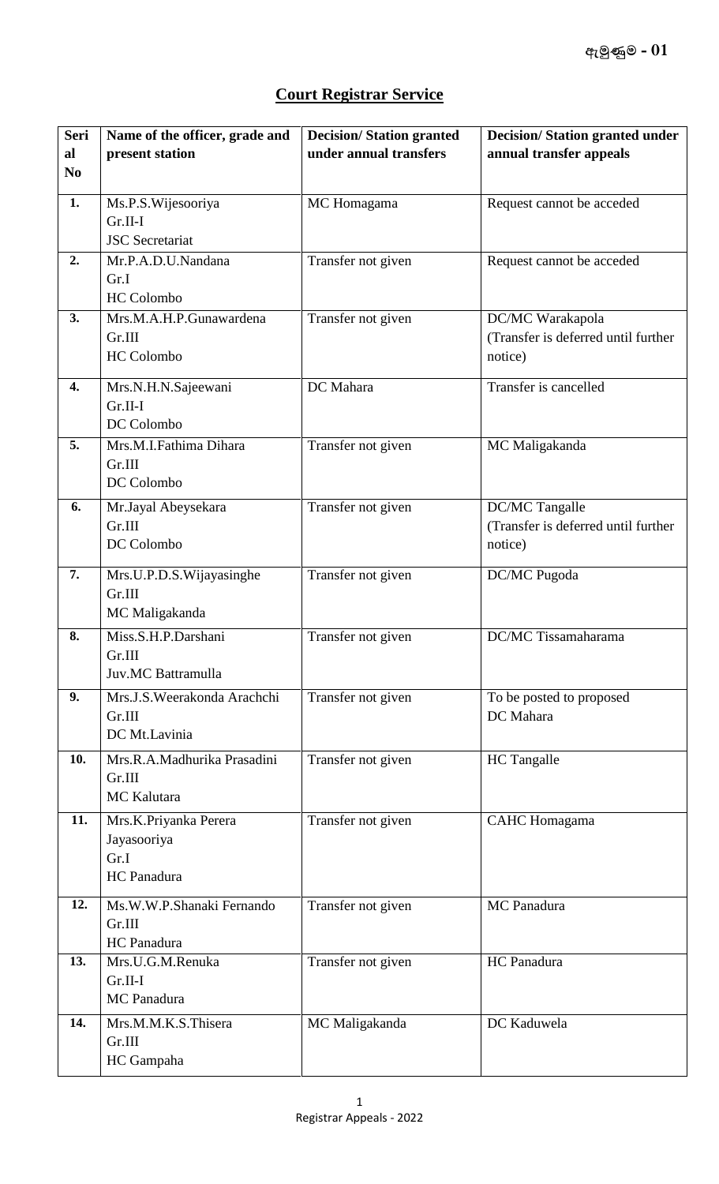ඇමුණුම - 01

## Court Registrar Service

| Serial No | Name of the officer, grade and present station | Decision/ Station granted under annual transfers | Decision/ Station granted under annual transfer appeals |
|---|---|---|---|
| 1. | Ms.P.S.Wijesooriya<br>Gr.II-I<br>JSC Secretariat | MC Homagama | Request cannot be acceded |
| 2. | Mr.P.A.D.U.Nandana<br>Gr.I<br>HC Colombo | Transfer not given | Request cannot be acceded |
| 3. | Mrs.M.A.H.P.Gunawardena<br>Gr.III<br>HC Colombo | Transfer not given | DC/MC Warakapola<br>(Transfer is deferred until further notice) |
| 4. | Mrs.N.H.N.Sajeewani<br>Gr.II-I<br>DC Colombo | DC Mahara | Transfer is cancelled |
| 5. | Mrs.M.I.Fathima Dihara<br>Gr.III<br>DC Colombo | Transfer not given | MC Maligakanda |
| 6. | Mr.Jayal Abeysekara<br>Gr.III<br>DC Colombo | Transfer not given | DC/MC Tangalle<br>(Transfer is deferred until further notice) |
| 7. | Mrs.U.P.D.S.Wijayasinghe<br>Gr.III<br>MC Maligakanda | Transfer not given | DC/MC Pugoda |
| 8. | Miss.S.H.P.Darshani<br>Gr.III<br>Juv.MC Battramulla | Transfer not given | DC/MC Tissamaharama |
| 9. | Mrs.J.S.Weerakonda Arachchi<br>Gr.III<br>DC Mt.Lavinia | Transfer not given | To be posted to proposed DC Mahara |
| 10. | Mrs.R.A.Madhurika Prasadini<br>Gr.III<br>MC Kalutara | Transfer not given | HC Tangalle |
| 11. | Mrs.K.Priyanka Perera Jayasooriya<br>Gr.I<br>HC Panadura | Transfer not given | CAHC Homagama |
| 12. | Ms.W.W.P.Shanaki Fernando<br>Gr.III<br>HC Panadura | Transfer not given | MC Panadura |
| 13. | Mrs.U.G.M.Renuka<br>Gr.II-I<br>MC Panadura | Transfer not given | HC Panadura |
| 14. | Mrs.M.M.K.S.Thisera<br>Gr.III<br>HC Gampaha | MC Maligakanda | DC Kaduwela |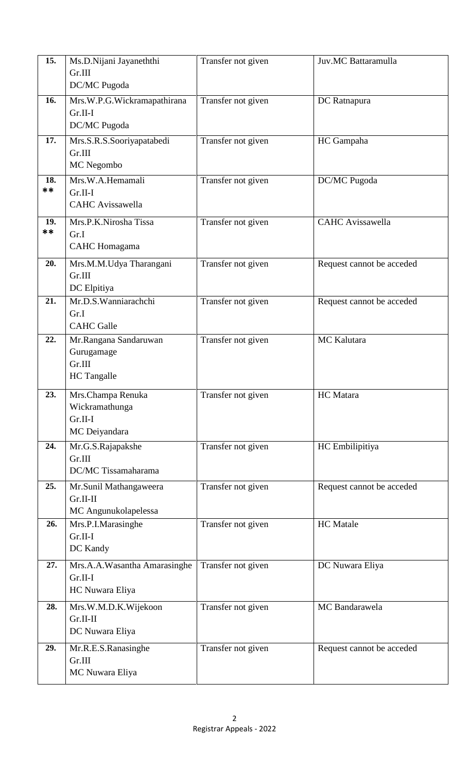| | | | |
|---|---|---|---|
| **15.** | Ms.D.Nijani Jayaneththi<br>Gr.III<br>DC/MC Pugoda | Transfer not given | Juv.MC Battaramulla |
| **16.** | Mrs.W.P.G.Wickramapathirana<br>Gr.II-I<br>DC/MC Pugoda | Transfer not given | DC Ratnapura |
| **17.** | Mrs.S.R.S.Sooriyapatabedi<br>Gr.III<br>MC Negombo | Transfer not given | HC Gampaha |
| **18. \*\*** | Mrs.W.A.Hemamali<br>Gr.II-I<br>CAHC Avissawella | Transfer not given | DC/MC Pugoda |
| **19. \*\*** | Mrs.P.K.Nirosha Tissa<br>Gr.I<br>CAHC Homagama | Transfer not given | CAHC Avissawella |
| **20.** | Mrs.M.M.Udya Tharangani<br>Gr.III<br>DC Elpitiya | Transfer not given | Request cannot be acceded |
| **21.** | Mr.D.S.Wanniarachchi<br>Gr.I<br>CAHC Galle | Transfer not given | Request cannot be acceded |
| **22.** | Mr.Rangana Sandaruwan Gurugamage<br>Gr.III<br>HC Tangalle | Transfer not given | MC Kalutara |
| **23.** | Mrs.Champa Renuka Wickramathunga<br>Gr.II-I<br>MC Deiyandara | Transfer not given | HC Matara |
| **24.** | Mr.G.S.Rajapakshe<br>Gr.III<br>DC/MC Tissamaharama | Transfer not given | HC Embilipitiya |
| **25.** | Mr.Sunil Mathangaweera<br>Gr.II-II<br>MC Angunukolapelessa | Transfer not given | Request cannot be acceded |
| **26.** | Mrs.P.I.Marasinghe<br>Gr.II-I<br>DC Kandy | Transfer not given | HC Matale |
| **27.** | Mrs.A.A.Wasantha Amarasinghe<br>Gr.II-I<br>HC Nuwara Eliya | Transfer not given | DC Nuwara Eliya |
| **28.** | Mrs.W.M.D.K.Wijekoon<br>Gr.II-II<br>DC Nuwara Eliya | Transfer not given | MC Bandarawela |
| **29.** | Mr.R.E.S.Ranasinghe<br>Gr.III<br>MC Nuwara Eliya | Transfer not given | Request cannot be acceded |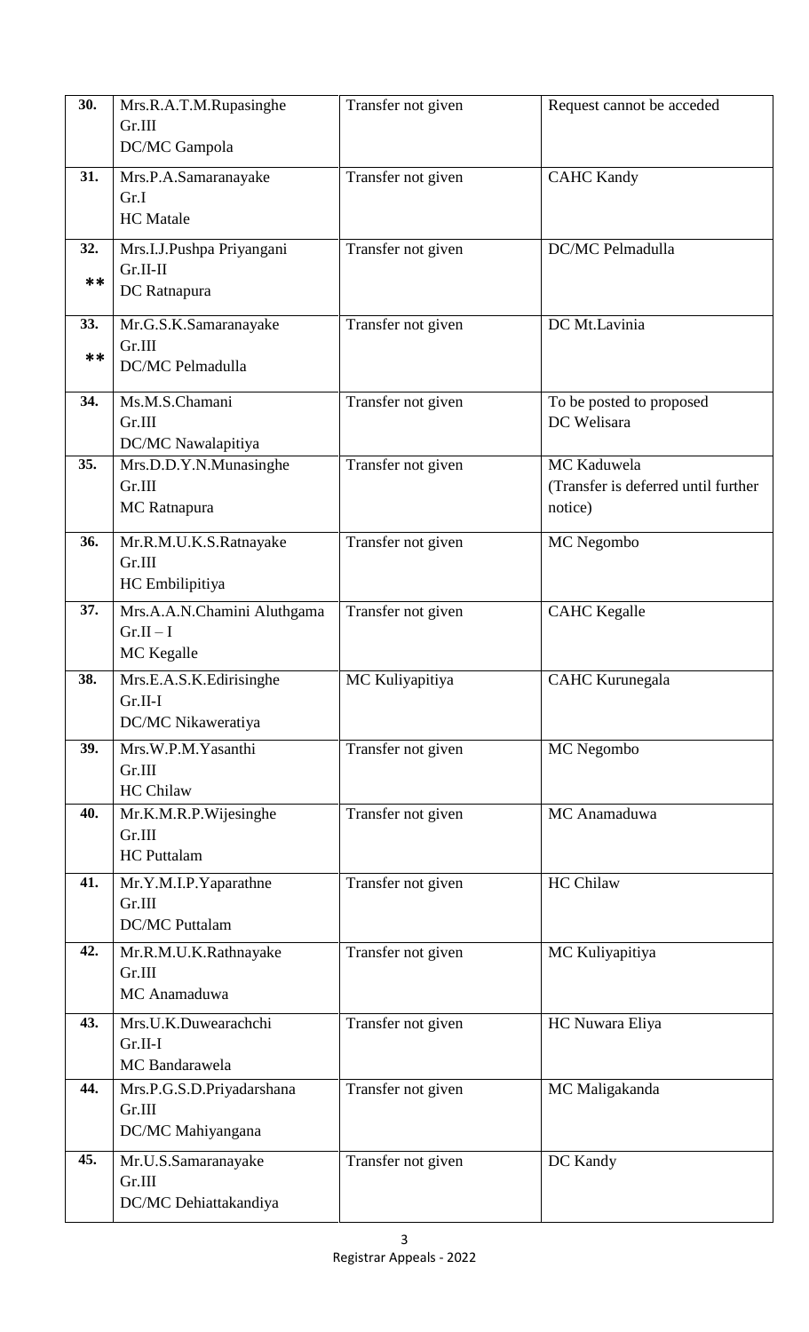| | | | |
|---|---|---|---|
| **30.** | Mrs.R.A.T.M.Rupasinghe<br>Gr.III<br>DC/MC Gampola | Transfer not given | Request cannot be acceded |
| **31.** | Mrs.P.A.Samaranayake<br>Gr.I<br>HC Matale | Transfer not given | CAHC Kandy |
| **32.**<br>** | Mrs.I.J.Pushpa Priyangani<br>Gr.II-II<br>DC Ratnapura | Transfer not given | DC/MC Pelmadulla |
| **33.**<br>** | Mr.G.S.K.Samaranayake<br>Gr.III<br>DC/MC Pelmadulla | Transfer not given | DC Mt.Lavinia |
| **34.** | Ms.M.S.Chamani<br>Gr.III<br>DC/MC Nawalapitiya | Transfer not given | To be posted to proposed<br>DC Welisara |
| **35.** | Mrs.D.D.Y.N.Munasinghe<br>Gr.III<br>MC Ratnapura | Transfer not given | MC Kaduwela<br>(Transfer is deferred until further notice) |
| **36.** | Mr.R.M.U.K.S.Ratnayake<br>Gr.III<br>HC Embilipitiya | Transfer not given | MC Negombo |
| **37.** | Mrs.A.A.N.Chamini Aluthgama<br>Gr.II – I<br>MC Kegalle | Transfer not given | CAHC Kegalle |
| **38.** | Mrs.E.A.S.K.Edirisinghe<br>Gr.II-I<br>DC/MC Nikaweratiya | MC Kuliyapitiya | CAHC Kurunegala |
| **39.** | Mrs.W.P.M.Yasanthi<br>Gr.III<br>HC Chilaw | Transfer not given | MC Negombo |
| **40.** | Mr.K.M.R.P.Wijesinghe<br>Gr.III<br>HC Puttalam | Transfer not given | MC Anamaduwa |
| **41.** | Mr.Y.M.I.P.Yaparathne<br>Gr.III<br>DC/MC Puttalam | Transfer not given | HC Chilaw |
| **42.** | Mr.R.M.U.K.Rathnayake<br>Gr.III<br>MC Anamaduwa | Transfer not given | MC Kuliyapitiya |
| **43.** | Mrs.U.K.Duwearachchi<br>Gr.II-I<br>MC Bandarawela | Transfer not given | HC Nuwara Eliya |
| **44.** | Mrs.P.G.S.D.Priyadarshana<br>Gr.III<br>DC/MC Mahiyangana | Transfer not given | MC Maligakanda |
| **45.** | Mr.U.S.Samaranayake<br>Gr.III<br>DC/MC Dehiattakandiya | Transfer not given | DC Kandy |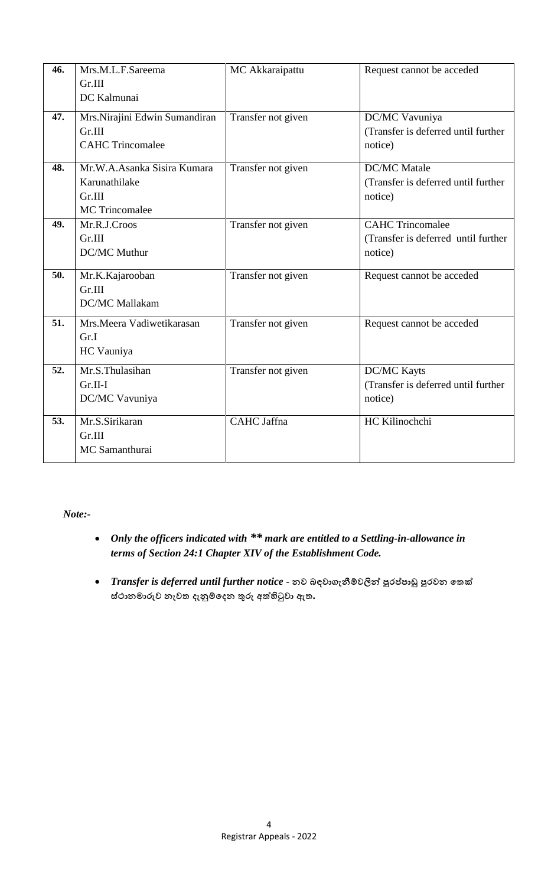| | | | |
|---|---|---|---|
| **46.** | Mrs.M.L.F.Sareema<br>Gr.III<br>DC Kalmunai | MC Akkaraipattu | Request cannot be acceded |
| **47.** | Mrs.Nirajini Edwin Sumandiran<br>Gr.III<br>CAHC Trincomalee | Transfer not given | DC/MC Vavuniya<br>(Transfer is deferred until further notice) |
| **48.** | Mr.W.A.Asanka Sisira Kumara Karunathilake<br>Gr.III<br>MC Trincomalee | Transfer not given | DC/MC Matale<br>(Transfer is deferred until further notice) |
| **49.** | Mr.R.J.Croos<br>Gr.III<br>DC/MC Muthur | Transfer not given | CAHC Trincomalee<br>(Transfer is deferred until further notice) |
| **50.** | Mr.K.Kajarooban<br>Gr.III<br>DC/MC Mallakam | Transfer not given | Request cannot be acceded |
| **51.** | Mrs.Meera Vadiwetikarasan<br>Gr.I<br>HC Vauniya | Transfer not given | Request cannot be acceded |
| **52.** | Mr.S.Thulasihan<br>Gr.II-I<br>DC/MC Vavuniya | Transfer not given | DC/MC Kayts<br>(Transfer is deferred until further notice) |
| **53.** | Mr.S.Sirikaran<br>Gr.III<br>MC Samanthurai | CAHC Jaffna | HC Kilinochchi |

***Note:-***

- ***Only the officers indicated with \*\* mark are entitled to a Settling-in-allowance in terms of Section 24:1 Chapter XIV of the Establishment Code.***
- ***Transfer is deferred until further notice* - නව බඳවාගැනීම්වලින් පුරප්පාඩු පුරවන තෙක් ස්ථානමාරුව නැවත දැනුම්දෙන තුරු අත්හිටුවා ඇත.**

Registrar Appeals - 2022